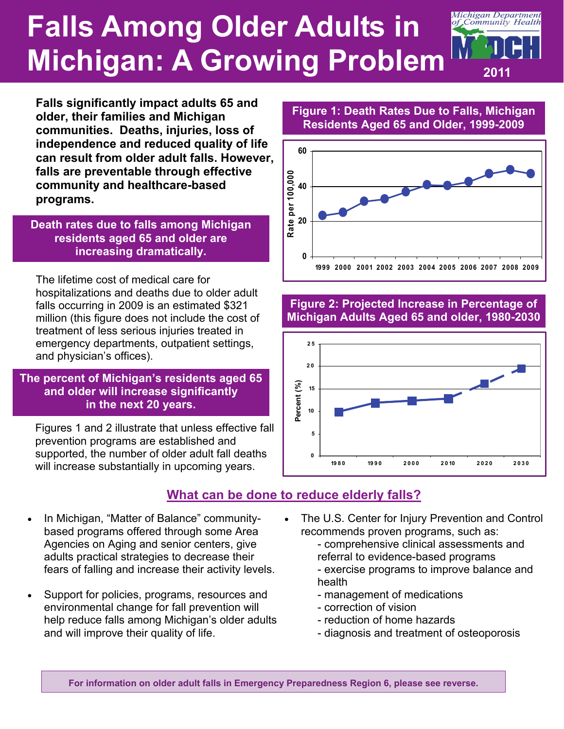# Falls Among Older Adults in Michigan: A Growing Problem

Michigan Department of Community Health
MDCH
2011

**Falls significantly impact adults 65 and older, their families and Michigan communities. Deaths, injuries, loss of independence and reduced quality of life can result from older adult falls. However, falls are preventable through effective community and healthcare-based programs.**

## Death rates due to falls among Michigan residents aged 65 and older are increasing dramatically.

The lifetime cost of medical care for hospitalizations and deaths due to older adult falls occurring in 2009 is an estimated $321 million (this figure does not include the cost of treatment of less serious injuries treated in emergency departments, outpatient settings, and physician's offices).

## The percent of Michigan's residents aged 65 and older will increase significantly in the next 20 years.

Figures 1 and 2 illustrate that unless effective fall prevention programs are established and supported, the number of older adult fall deaths will increase substantially in upcoming years.

**Figure 1: Death Rates Due to Falls, Michigan Residents Aged 65 and Older, 1999-2009**

**Figure 2: Projected Increase in Percentage of Michigan Adults Aged 65 and older, 1980-2030**

## What can be done to reduce elderly falls?

- In Michigan, "Matter of Balance" community-based programs offered through some Area Agencies on Aging and senior centers, give adults practical strategies to decrease their fears of falling and increase their activity levels.
- Support for policies, programs, resources and environmental change for fall prevention will help reduce falls among Michigan's older adults and will improve their quality of life.
- The U.S. Center for Injury Prevention and Control recommends proven programs, such as:
  - comprehensive clinical assessments and referral to evidence-based programs
  - exercise programs to improve balance and health
  - management of medications
  - correction of vision
  - reduction of home hazards
  - diagnosis and treatment of osteoporosis

**For information on older adult falls in Emergency Preparedness Region 6, please see reverse.**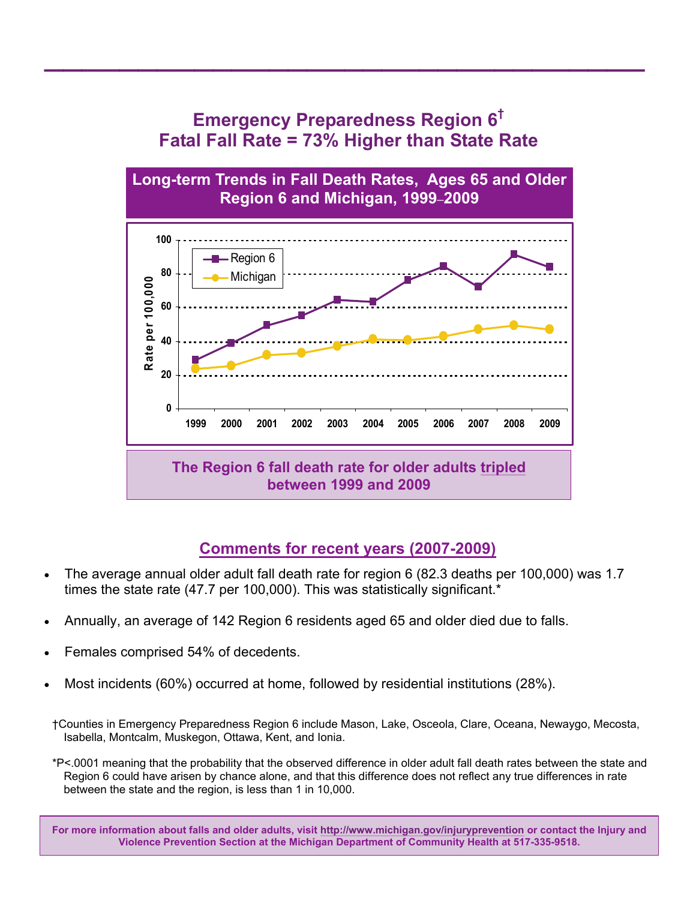# Emergency Preparedness Region 6†
# Fatal Fall Rate = 73% Higher than State Rate

**Long-term Trends in Fall Death Rates, Ages 65 and Older Region 6 and Michigan, 1999–2009**

Region 6
Michigan

Rate per 100,000

100
80
60
40
20
0

1999 2000 2001 2002 2003 2004 2005 2006 2007 2008 2009

**The Region 6 fall death rate for older adults tripled between 1999 and 2009**

## Comments for recent years (2007-2009)

- The average annual older adult fall death rate for region 6 (82.3 deaths per 100,000) was 1.7 times the state rate (47.7 per 100,000). This was statistically significant.*
- Annually, an average of 142 Region 6 residents aged 65 and older died due to falls.
- Females comprised 54% of decedents.
- Most incidents (60%) occurred at home, followed by residential institutions (28%).

†Counties in Emergency Preparedness Region 6 include Mason, Lake, Osceola, Clare, Oceana, Newaygo, Mecosta, Isabella, Montcalm, Muskegon, Ottawa, Kent, and Ionia.

*P<.0001 meaning that the probability that the observed difference in older adult fall death rates between the state and Region 6 could have arisen by chance alone, and that this difference does not reflect any true differences in rate between the state and the region, is less than 1 in 10,000.

**For more information about falls and older adults, visit http://www.michigan.gov/injuryprevention or contact the Injury and Violence Prevention Section at the Michigan Department of Community Health at 517-335-9518.**